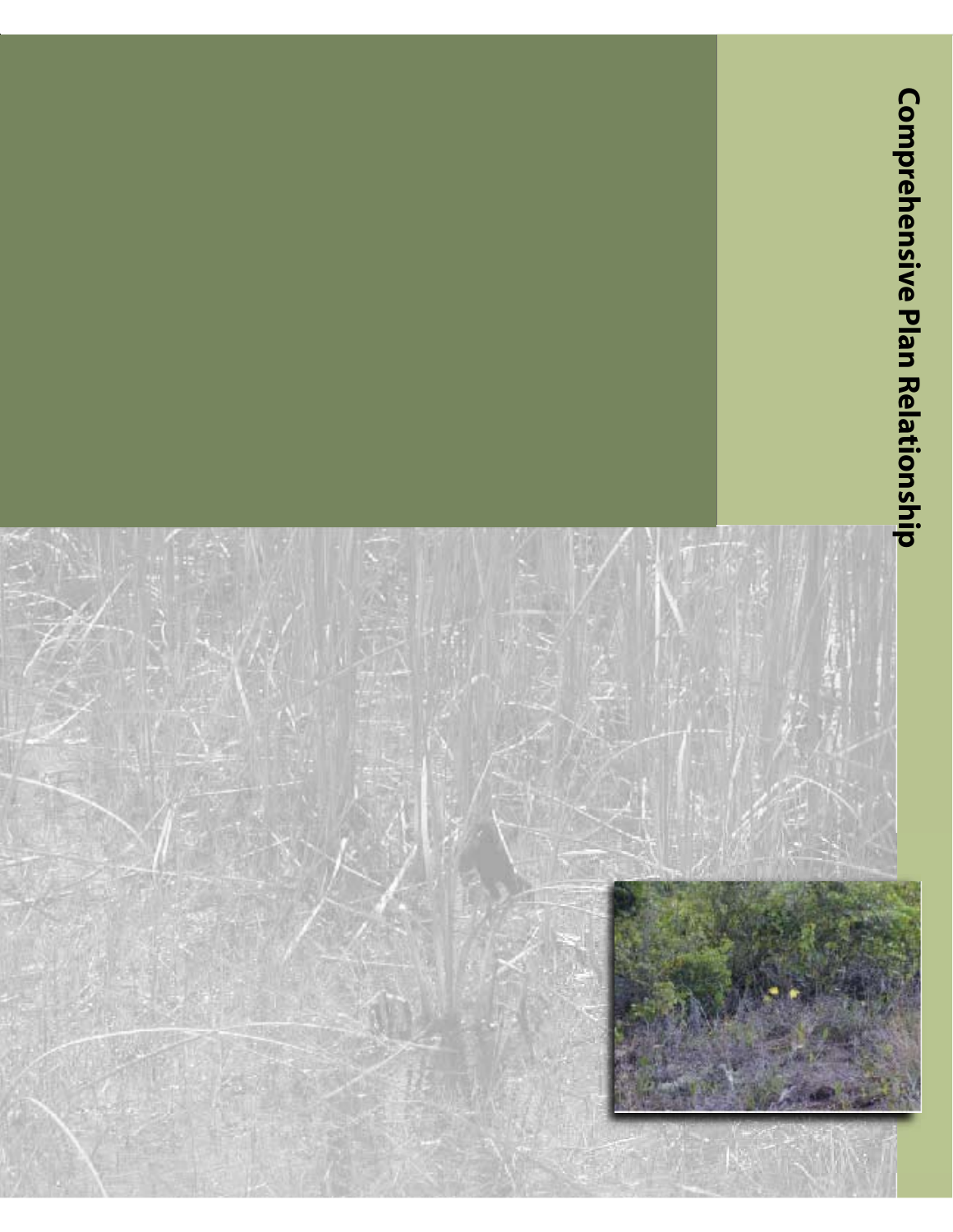# Comprehensive Plan Relationship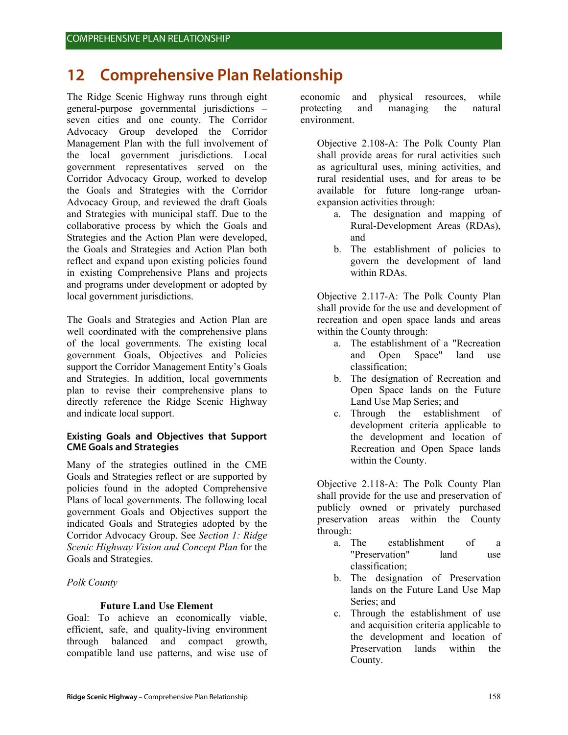# 12 Comprehensive Plan Relationship

The Ridge Scenic Highway runs through eight general-purpose governmental jurisdictions – seven cities and one county. The Corridor Advocacy Group developed the Corridor Management Plan with the full involvement of the local government jurisdictions. Local government representatives served on the Corridor Advocacy Group, worked to develop the Goals and Strategies with the Corridor Advocacy Group, and reviewed the draft Goals and Strategies with municipal staff. Due to the collaborative process by which the Goals and Strategies and the Action Plan were developed, the Goals and Strategies and Action Plan both reflect and expand upon existing policies found in existing Comprehensive Plans and projects and programs under development or adopted by local government jurisdictions.

The Goals and Strategies and Action Plan are well coordinated with the comprehensive plans of the local governments. The existing local government Goals, Objectives and Policies support the Corridor Management Entity's Goals and Strategies. In addition, local governments plan to revise their comprehensive plans to directly reference the Ridge Scenic Highway and indicate local support.

### Existing Goals and Objectives that Support CME Goals and Strategies

Many of the strategies outlined in the CME Goals and Strategies reflect or are supported by policies found in the adopted Comprehensive Plans of local governments. The following local government Goals and Objectives support the indicated Goals and Strategies adopted by the Corridor Advocacy Group. See *Section 1: Ridge Scenic Highway Vision and Concept Plan* for the Goals and Strategies.

*Polk County*

**Future Land Use Element**

Goal: To achieve an economically viable, efficient, safe, and quality-living environment through balanced and compact growth, compatible land use patterns, and wise use of economic and physical resources, while protecting and managing the natural environment.

Objective 2.108-A: The Polk County Plan shall provide areas for rural activities such as agricultural uses, mining activities, and rural residential uses, and for areas to be available for future long-range urban-expansion activities through:

a. The designation and mapping of Rural-Development Areas (RDAs), and
b. The establishment of policies to govern the development of land within RDAs.

Objective 2.117-A: The Polk County Plan shall provide for the use and development of recreation and open space lands and areas within the County through:

a. The establishment of a "Recreation and Open Space" land use classification;
b. The designation of Recreation and Open Space lands on the Future Land Use Map Series; and
c. Through the establishment of development criteria applicable to the development and location of Recreation and Open Space lands within the County.

Objective 2.118-A: The Polk County Plan shall provide for the use and preservation of publicly owned or privately purchased preservation areas within the County through:

a. The establishment of a "Preservation" land use classification;
b. The designation of Preservation lands on the Future Land Use Map Series; and
c. Through the establishment of use and acquisition criteria applicable to the development and location of Preservation lands within the County.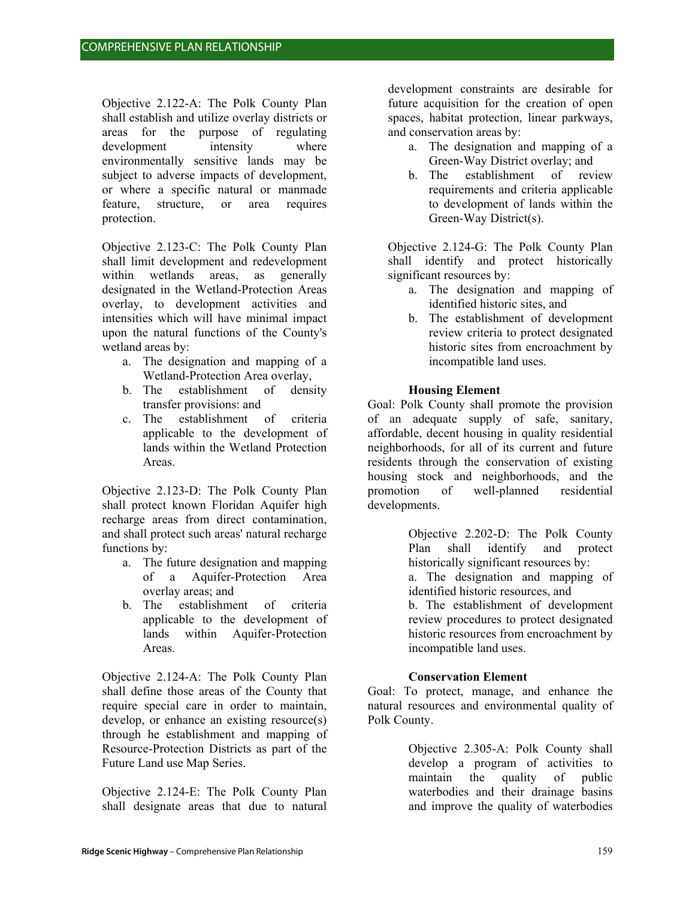Objective 2.122-A: The Polk County Plan shall establish and utilize overlay districts or areas for the purpose of regulating development intensity where environmentally sensitive lands may be subject to adverse impacts of development, or where a specific natural or manmade feature, structure, or area requires protection.

Objective 2.123-C: The Polk County Plan shall limit development and redevelopment within wetlands areas, as generally designated in the Wetland-Protection Areas overlay, to development activities and intensities which will have minimal impact upon the natural functions of the County's wetland areas by:

a. The designation and mapping of a Wetland-Protection Area overlay,
b. The establishment of density transfer provisions: and
c. The establishment of criteria applicable to the development of lands within the Wetland Protection Areas.

Objective 2.123-D: The Polk County Plan shall protect known Floridan Aquifer high recharge areas from direct contamination, and shall protect such areas' natural recharge functions by:

a. The future designation and mapping of a Aquifer-Protection Area overlay areas; and
b. The establishment of criteria applicable to the development of lands within Aquifer-Protection Areas.

Objective 2.124-A: The Polk County Plan shall define those areas of the County that require special care in order to maintain, develop, or enhance an existing resource(s) through he establishment and mapping of Resource-Protection Districts as part of the Future Land use Map Series.

Objective 2.124-E: The Polk County Plan shall designate areas that due to natural development constraints are desirable for future acquisition for the creation of open spaces, habitat protection, linear parkways, and conservation areas by:

a. The designation and mapping of a Green-Way District overlay; and
b. The establishment of review requirements and criteria applicable to development of lands within the Green-Way District(s).

Objective 2.124-G: The Polk County Plan shall identify and protect historically significant resources by:

a. The designation and mapping of identified historic sites, and
b. The establishment of development review criteria to protect designated historic sites from encroachment by incompatible land uses.

**Housing Element**

Goal: Polk County shall promote the provision of an adequate supply of safe, sanitary, affordable, decent housing in quality residential neighborhoods, for all of its current and future residents through the conservation of existing housing stock and neighborhoods, and the promotion of well-planned residential developments.

Objective 2.202-D: The Polk County Plan shall identify and protect historically significant resources by:

a. The designation and mapping of identified historic resources, and
b. The establishment of development review procedures to protect designated historic resources from encroachment by incompatible land uses.

**Conservation Element**

Goal: To protect, manage, and enhance the natural resources and environmental quality of Polk County.

Objective 2.305-A: Polk County shall develop a program of activities to maintain the quality of public waterbodies and their drainage basins and improve the quality of waterbodies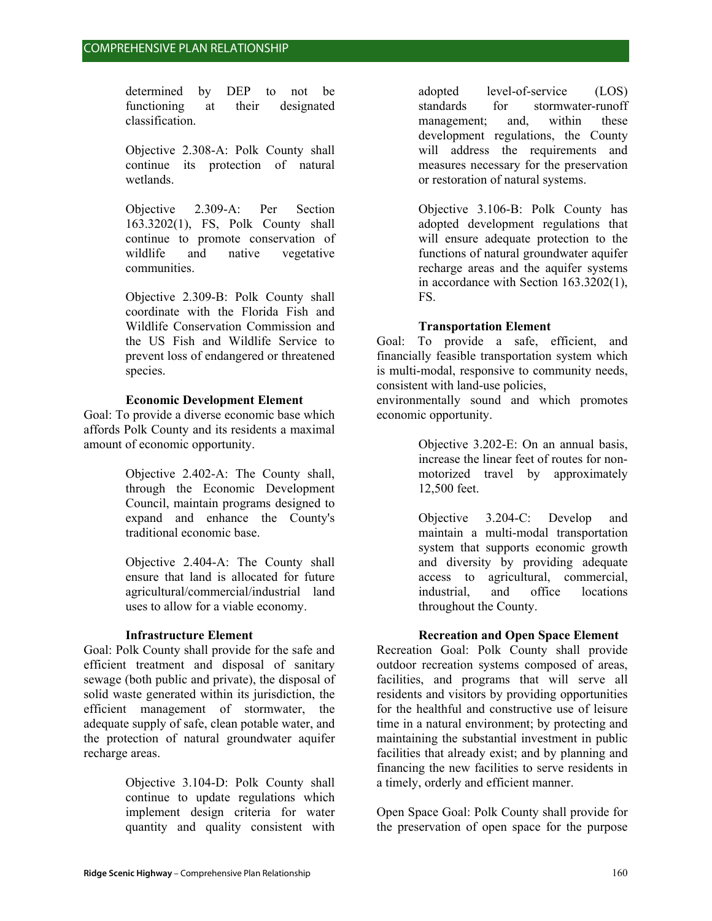determined by DEP to not be functioning at their designated classification.

Objective 2.308-A: Polk County shall continue its protection of natural wetlands.

Objective 2.309-A: Per Section 163.3202(1), FS, Polk County shall continue to promote conservation of wildlife and native vegetative communities.

Objective 2.309-B: Polk County shall coordinate with the Florida Fish and Wildlife Conservation Commission and the US Fish and Wildlife Service to prevent loss of endangered or threatened species.

### Economic Development Element

Goal: To provide a diverse economic base which affords Polk County and its residents a maximal amount of economic opportunity.

Objective 2.402-A: The County shall, through the Economic Development Council, maintain programs designed to expand and enhance the County's traditional economic base.

Objective 2.404-A: The County shall ensure that land is allocated for future agricultural/commercial/industrial land uses to allow for a viable economy.

### Infrastructure Element

Goal: Polk County shall provide for the safe and efficient treatment and disposal of sanitary sewage (both public and private), the disposal of solid waste generated within its jurisdiction, the efficient management of stormwater, the adequate supply of safe, clean potable water, and the protection of natural groundwater aquifer recharge areas.

Objective 3.104-D: Polk County shall continue to update regulations which implement design criteria for water quantity and quality consistent with adopted level-of-service (LOS) standards for stormwater-runoff management; and, within these development regulations, the County will address the requirements and measures necessary for the preservation or restoration of natural systems.

Objective 3.106-B: Polk County has adopted development regulations that will ensure adequate protection to the functions of natural groundwater aquifer recharge areas and the aquifer systems in accordance with Section 163.3202(1), FS.

### Transportation Element

Goal: To provide a safe, efficient, and financially feasible transportation system which is multi-modal, responsive to community needs, consistent with land-use policies, environmentally sound and which promotes economic opportunity.

Objective 3.202-E: On an annual basis, increase the linear feet of routes for non-motorized travel by approximately 12,500 feet.

Objective 3.204-C: Develop and maintain a multi-modal transportation system that supports economic growth and diversity by providing adequate access to agricultural, commercial, industrial, and office locations throughout the County.

### Recreation and Open Space Element

Recreation Goal: Polk County shall provide outdoor recreation systems composed of areas, facilities, and programs that will serve all residents and visitors by providing opportunities for the healthful and constructive use of leisure time in a natural environment; by protecting and maintaining the substantial investment in public facilities that already exist; and by planning and financing the new facilities to serve residents in a timely, orderly and efficient manner.

Open Space Goal: Polk County shall provide for the preservation of open space for the purpose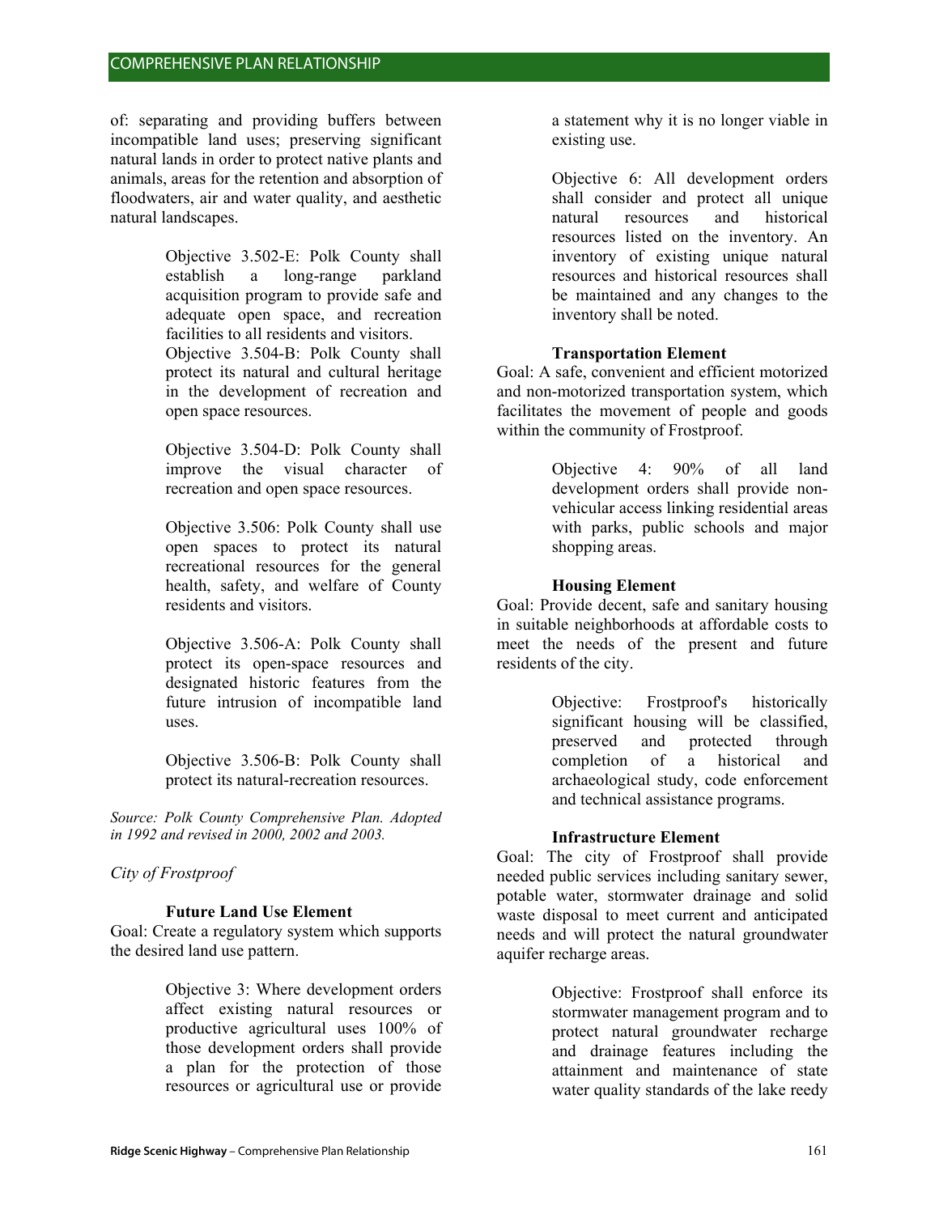of: separating and providing buffers between incompatible land uses; preserving significant natural lands in order to protect native plants and animals, areas for the retention and absorption of floodwaters, air and water quality, and aesthetic natural landscapes.

> Objective 3.502-E: Polk County shall establish a long-range parkland acquisition program to provide safe and adequate open space, and recreation facilities to all residents and visitors.
> Objective 3.504-B: Polk County shall protect its natural and cultural heritage in the development of recreation and open space resources.
>
> Objective 3.504-D: Polk County shall improve the visual character of recreation and open space resources.
>
> Objective 3.506: Polk County shall use open spaces to protect its natural recreational resources for the general health, safety, and welfare of County residents and visitors.
>
> Objective 3.506-A: Polk County shall protect its open-space resources and designated historic features from the future intrusion of incompatible land uses.
>
> Objective 3.506-B: Polk County shall protect its natural-recreation resources.

*Source: Polk County Comprehensive Plan. Adopted in 1992 and revised in 2000, 2002 and 2003.*

*City of Frostproof*

**Future Land Use Element**

Goal: Create a regulatory system which supports the desired land use pattern.

> Objective 3: Where development orders affect existing natural resources or productive agricultural uses 100% of those development orders shall provide a plan for the protection of those resources or agricultural use or provide a statement why it is no longer viable in existing use.
>
> Objective 6: All development orders shall consider and protect all unique natural resources and historical resources listed on the inventory. An inventory of existing unique natural resources and historical resources shall be maintained and any changes to the inventory shall be noted.

**Transportation Element**

Goal: A safe, convenient and efficient motorized and non-motorized transportation system, which facilitates the movement of people and goods within the community of Frostproof.

> Objective 4: 90% of all land development orders shall provide non-vehicular access linking residential areas with parks, public schools and major shopping areas.

**Housing Element**

Goal: Provide decent, safe and sanitary housing in suitable neighborhoods at affordable costs to meet the needs of the present and future residents of the city.

> Objective: Frostproof's historically significant housing will be classified, preserved and protected through completion of a historical and archaeological study, code enforcement and technical assistance programs.

**Infrastructure Element**

Goal: The city of Frostproof shall provide needed public services including sanitary sewer, potable water, stormwater drainage and solid waste disposal to meet current and anticipated needs and will protect the natural groundwater aquifer recharge areas.

> Objective: Frostproof shall enforce its stormwater management program and to protect natural groundwater recharge and drainage features including the attainment and maintenance of state water quality standards of the lake reedy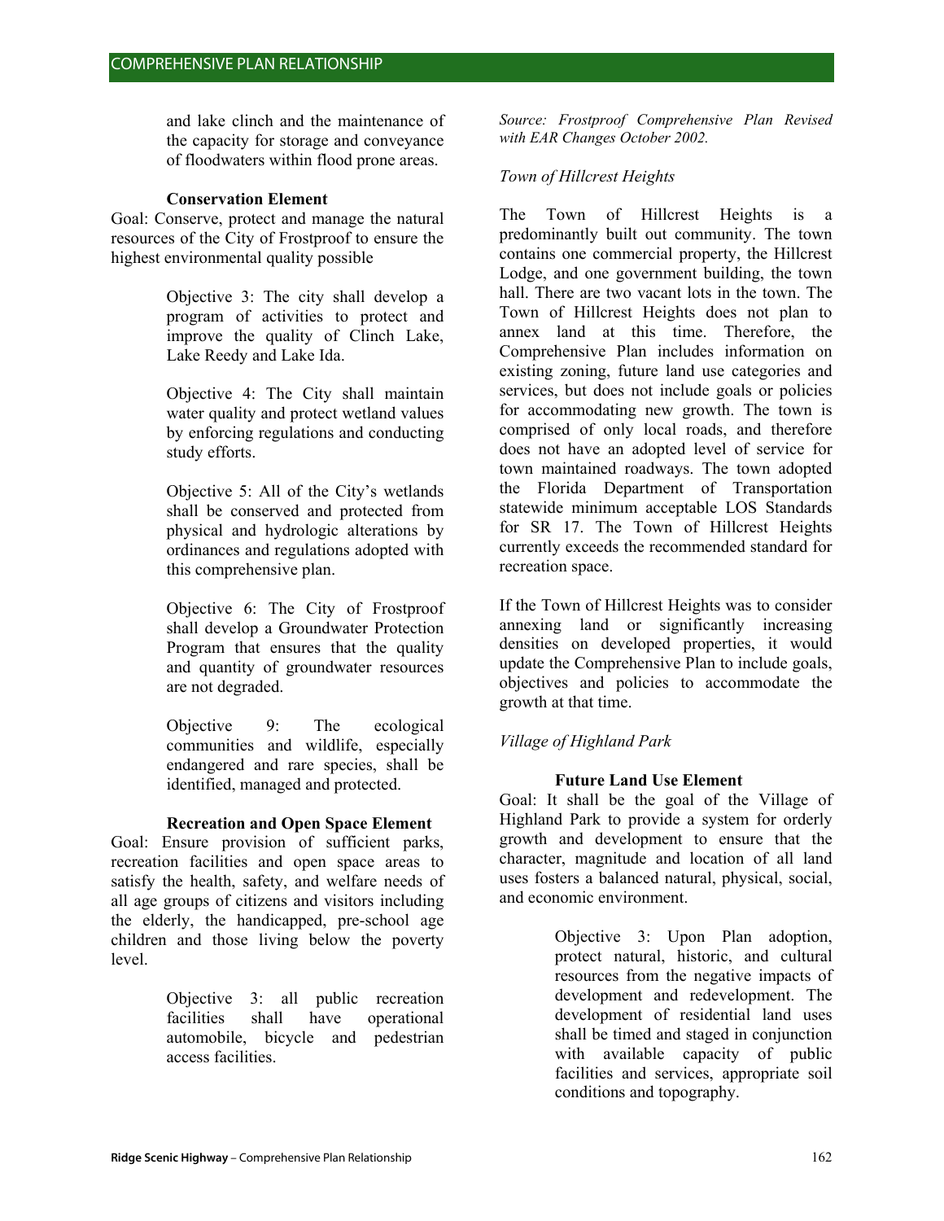and lake clinch and the maintenance of the capacity for storage and conveyance of floodwaters within flood prone areas.

**Conservation Element**

Goal: Conserve, protect and manage the natural resources of the City of Frostproof to ensure the highest environmental quality possible

> Objective 3: The city shall develop a program of activities to protect and improve the quality of Clinch Lake, Lake Reedy and Lake Ida.
>
> Objective 4: The City shall maintain water quality and protect wetland values by enforcing regulations and conducting study efforts.
>
> Objective 5: All of the City's wetlands shall be conserved and protected from physical and hydrologic alterations by ordinances and regulations adopted with this comprehensive plan.
>
> Objective 6: The City of Frostproof shall develop a Groundwater Protection Program that ensures that the quality and quantity of groundwater resources are not degraded.
>
> Objective 9: The ecological communities and wildlife, especially endangered and rare species, shall be identified, managed and protected.

**Recreation and Open Space Element**

Goal: Ensure provision of sufficient parks, recreation facilities and open space areas to satisfy the health, safety, and welfare needs of all age groups of citizens and visitors including the elderly, the handicapped, pre-school age children and those living below the poverty level.

> Objective 3: all public recreation facilities shall have operational automobile, bicycle and pedestrian access facilities.

*Source: Frostproof Comprehensive Plan Revised with EAR Changes October 2002.*

*Town of Hillcrest Heights*

The Town of Hillcrest Heights is a predominantly built out community. The town contains one commercial property, the Hillcrest Lodge, and one government building, the town hall. There are two vacant lots in the town. The Town of Hillcrest Heights does not plan to annex land at this time. Therefore, the Comprehensive Plan includes information on existing zoning, future land use categories and services, but does not include goals or policies for accommodating new growth. The town is comprised of only local roads, and therefore does not have an adopted level of service for town maintained roadways. The town adopted the Florida Department of Transportation statewide minimum acceptable LOS Standards for SR 17. The Town of Hillcrest Heights currently exceeds the recommended standard for recreation space.

If the Town of Hillcrest Heights was to consider annexing land or significantly increasing densities on developed properties, it would update the Comprehensive Plan to include goals, objectives and policies to accommodate the growth at that time.

*Village of Highland Park*

**Future Land Use Element**

Goal: It shall be the goal of the Village of Highland Park to provide a system for orderly growth and development to ensure that the character, magnitude and location of all land uses fosters a balanced natural, physical, social, and economic environment.

> Objective 3: Upon Plan adoption, protect natural, historic, and cultural resources from the negative impacts of development and redevelopment. The development of residential land uses shall be timed and staged in conjunction with available capacity of public facilities and services, appropriate soil conditions and topography.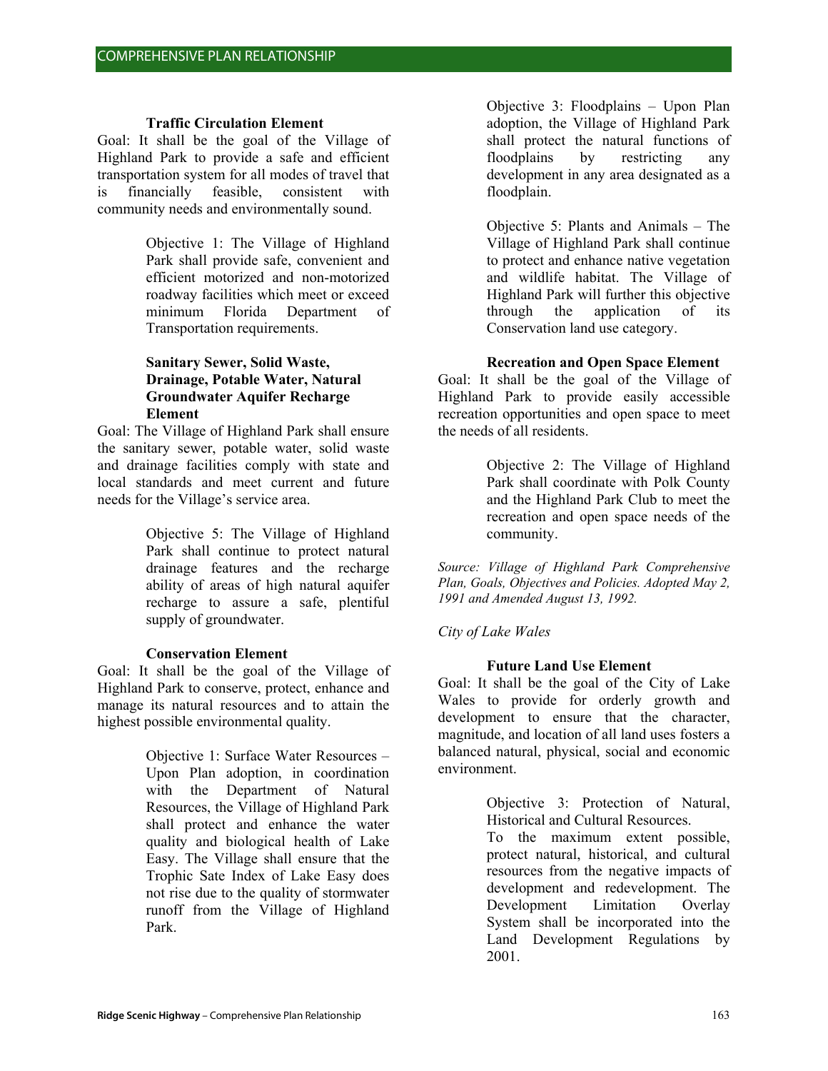### Traffic Circulation Element

Goal: It shall be the goal of the Village of Highland Park to provide a safe and efficient transportation system for all modes of travel that is financially feasible, consistent with community needs and environmentally sound.

> Objective 1: The Village of Highland Park shall provide safe, convenient and efficient motorized and non-motorized roadway facilities which meet or exceed minimum Florida Department of Transportation requirements.

### Sanitary Sewer, Solid Waste, Drainage, Potable Water, Natural Groundwater Aquifer Recharge Element

Goal: The Village of Highland Park shall ensure the sanitary sewer, potable water, solid waste and drainage facilities comply with state and local standards and meet current and future needs for the Village's service area.

> Objective 5: The Village of Highland Park shall continue to protect natural drainage features and the recharge ability of areas of high natural aquifer recharge to assure a safe, plentiful supply of groundwater.

### Conservation Element

Goal: It shall be the goal of the Village of Highland Park to conserve, protect, enhance and manage its natural resources and to attain the highest possible environmental quality.

> Objective 1: Surface Water Resources – Upon Plan adoption, in coordination with the Department of Natural Resources, the Village of Highland Park shall protect and enhance the water quality and biological health of Lake Easy. The Village shall ensure that the Trophic Sate Index of Lake Easy does not rise due to the quality of stormwater runoff from the Village of Highland Park.

> Objective 3: Floodplains – Upon Plan adoption, the Village of Highland Park shall protect the natural functions of floodplains by restricting any development in any area designated as a floodplain.

> Objective 5: Plants and Animals – The Village of Highland Park shall continue to protect and enhance native vegetation and wildlife habitat. The Village of Highland Park will further this objective through the application of its Conservation land use category.

### Recreation and Open Space Element

Goal: It shall be the goal of the Village of Highland Park to provide easily accessible recreation opportunities and open space to meet the needs of all residents.

> Objective 2: The Village of Highland Park shall coordinate with Polk County and the Highland Park Club to meet the recreation and open space needs of the community.

*Source: Village of Highland Park Comprehensive Plan, Goals, Objectives and Policies. Adopted May 2, 1991 and Amended August 13, 1992.*

*City of Lake Wales*

### Future Land Use Element

Goal: It shall be the goal of the City of Lake Wales to provide for orderly growth and development to ensure that the character, magnitude, and location of all land uses fosters a balanced natural, physical, social and economic environment.

> Objective 3: Protection of Natural, Historical and Cultural Resources.
> To the maximum extent possible, protect natural, historical, and cultural resources from the negative impacts of development and redevelopment. The Development Limitation Overlay System shall be incorporated into the Land Development Regulations by 2001.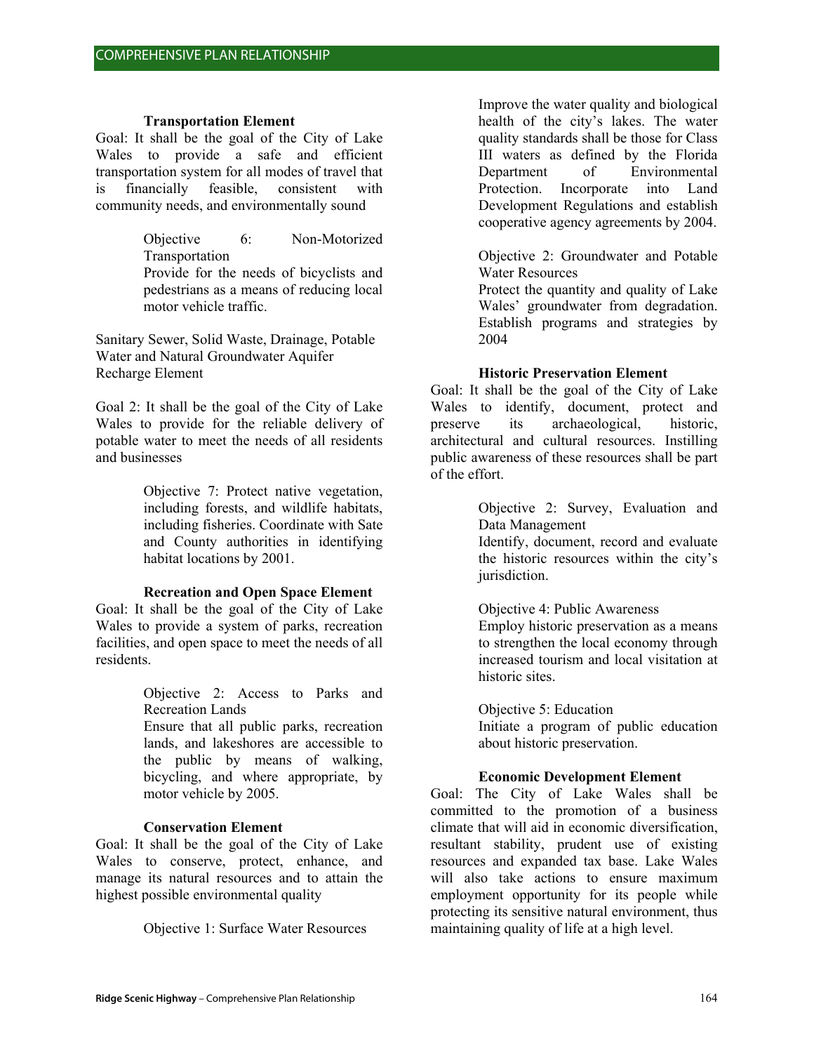### Transportation Element

Goal: It shall be the goal of the City of Lake Wales to provide a safe and efficient transportation system for all modes of travel that is financially feasible, consistent with community needs, and environmentally sound

> Objective 6: Non-Motorized Transportation
> Provide for the needs of bicyclists and pedestrians as a means of reducing local motor vehicle traffic.

Sanitary Sewer, Solid Waste, Drainage, Potable Water and Natural Groundwater Aquifer Recharge Element

Goal 2: It shall be the goal of the City of Lake Wales to provide for the reliable delivery of potable water to meet the needs of all residents and businesses

> Objective 7: Protect native vegetation, including forests, and wildlife habitats, including fisheries. Coordinate with Sate and County authorities in identifying habitat locations by 2001.

### Recreation and Open Space Element

Goal: It shall be the goal of the City of Lake Wales to provide a system of parks, recreation facilities, and open space to meet the needs of all residents.

> Objective 2: Access to Parks and Recreation Lands
> Ensure that all public parks, recreation lands, and lakeshores are accessible to the public by means of walking, bicycling, and where appropriate, by motor vehicle by 2005.

### Conservation Element

Goal: It shall be the goal of the City of Lake Wales to conserve, protect, enhance, and manage its natural resources and to attain the highest possible environmental quality

> Objective 1: Surface Water Resources
> Improve the water quality and biological health of the city's lakes. The water quality standards shall be those for Class III waters as defined by the Florida Department of Environmental Protection. Incorporate into Land Development Regulations and establish cooperative agency agreements by 2004.

> Objective 2: Groundwater and Potable Water Resources
> Protect the quantity and quality of Lake Wales' groundwater from degradation. Establish programs and strategies by 2004

### Historic Preservation Element

Goal: It shall be the goal of the City of Lake Wales to identify, document, protect and preserve its archaeological, historic, architectural and cultural resources. Instilling public awareness of these resources shall be part of the effort.

> Objective 2: Survey, Evaluation and Data Management
> Identify, document, record and evaluate the historic resources within the city's jurisdiction.

> Objective 4: Public Awareness
> Employ historic preservation as a means to strengthen the local economy through increased tourism and local visitation at historic sites.

> Objective 5: Education
> Initiate a program of public education about historic preservation.

### Economic Development Element

Goal: The City of Lake Wales shall be committed to the promotion of a business climate that will aid in economic diversification, resultant stability, prudent use of existing resources and expanded tax base. Lake Wales will also take actions to ensure maximum employment opportunity for its people while protecting its sensitive natural environment, thus maintaining quality of life at a high level.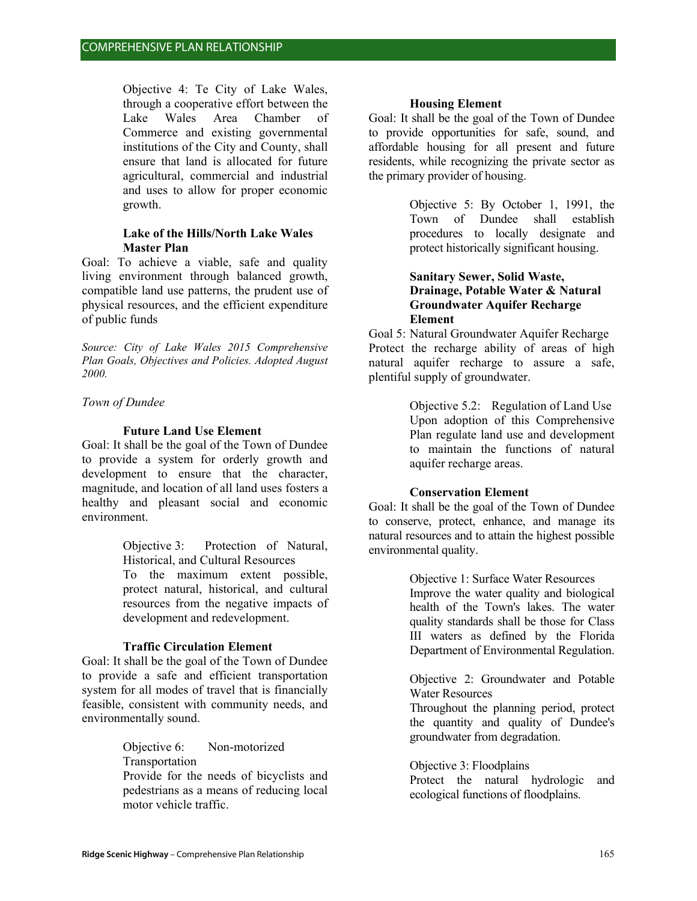Objective 4: Te City of Lake Wales, through a cooperative effort between the Lake Wales Area Chamber of Commerce and existing governmental institutions of the City and County, shall ensure that land is allocated for future agricultural, commercial and industrial and uses to allow for proper economic growth.

#### Lake of the Hills/North Lake Wales Master Plan

Goal: To achieve a viable, safe and quality living environment through balanced growth, compatible land use patterns, the prudent use of physical resources, and the efficient expenditure of public funds

*Source: City of Lake Wales 2015 Comprehensive Plan Goals, Objectives and Policies. Adopted August 2000.*

*Town of Dundee*

#### Future Land Use Element

Goal: It shall be the goal of the Town of Dundee to provide a system for orderly growth and development to ensure that the character, magnitude, and location of all land uses fosters a healthy and pleasant social and economic environment.

Objective 3: Protection of Natural, Historical, and Cultural Resources
To the maximum extent possible, protect natural, historical, and cultural resources from the negative impacts of development and redevelopment.

#### Traffic Circulation Element

Goal: It shall be the goal of the Town of Dundee to provide a safe and efficient transportation system for all modes of travel that is financially feasible, consistent with community needs, and environmentally sound.

Objective 6: Non-motorized Transportation
Provide for the needs of bicyclists and pedestrians as a means of reducing local motor vehicle traffic.

#### Housing Element

Goal: It shall be the goal of the Town of Dundee to provide opportunities for safe, sound, and affordable housing for all present and future residents, while recognizing the private sector as the primary provider of housing.

Objective 5: By October 1, 1991, the Town of Dundee shall establish procedures to locally designate and protect historically significant housing.

#### Sanitary Sewer, Solid Waste, Drainage, Potable Water & Natural Groundwater Aquifer Recharge Element

Goal 5: Natural Groundwater Aquifer Recharge
Protect the recharge ability of areas of high natural aquifer recharge to assure a safe, plentiful supply of groundwater.

Objective 5.2: Regulation of Land Use
Upon adoption of this Comprehensive Plan regulate land use and development to maintain the functions of natural aquifer recharge areas.

#### Conservation Element

Goal: It shall be the goal of the Town of Dundee to conserve, protect, enhance, and manage its natural resources and to attain the highest possible environmental quality.

Objective 1: Surface Water Resources
Improve the water quality and biological health of the Town's lakes. The water quality standards shall be those for Class III waters as defined by the Florida Department of Environmental Regulation.

Objective 2: Groundwater and Potable Water Resources
Throughout the planning period, protect the quantity and quality of Dundee's groundwater from degradation.

Objective 3: Floodplains
Protect the natural hydrologic and ecological functions of floodplains.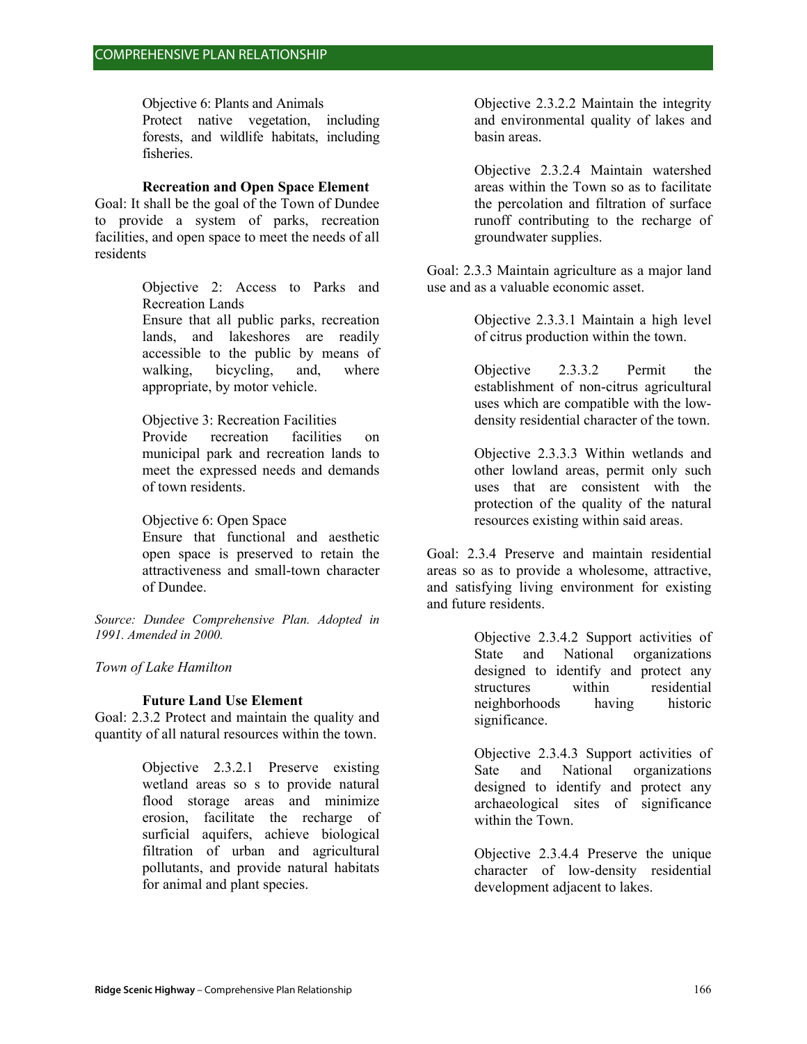Objective 6: Plants and Animals
Protect native vegetation, including forests, and wildlife habitats, including fisheries.

**Recreation and Open Space Element**

Goal: It shall be the goal of the Town of Dundee to provide a system of parks, recreation facilities, and open space to meet the needs of all residents

Objective 2: Access to Parks and Recreation Lands
Ensure that all public parks, recreation lands, and lakeshores are readily accessible to the public by means of walking, bicycling, and, where appropriate, by motor vehicle.

Objective 3: Recreation Facilities
Provide recreation facilities on municipal park and recreation lands to meet the expressed needs and demands of town residents.

Objective 6: Open Space
Ensure that functional and aesthetic open space is preserved to retain the attractiveness and small-town character of Dundee.

*Source: Dundee Comprehensive Plan. Adopted in 1991. Amended in 2000.*

*Town of Lake Hamilton*

**Future Land Use Element**

Goal: 2.3.2 Protect and maintain the quality and quantity of all natural resources within the town.

Objective 2.3.2.1 Preserve existing wetland areas so s to provide natural flood storage areas and minimize erosion, facilitate the recharge of surficial aquifers, achieve biological filtration of urban and agricultural pollutants, and provide natural habitats for animal and plant species.

Objective 2.3.2.2 Maintain the integrity and environmental quality of lakes and basin areas.

Objective 2.3.2.4 Maintain watershed areas within the Town so as to facilitate the percolation and filtration of surface runoff contributing to the recharge of groundwater supplies.

Goal: 2.3.3 Maintain agriculture as a major land use and as a valuable economic asset.

Objective 2.3.3.1 Maintain a high level of citrus production within the town.

Objective 2.3.3.2 Permit the establishment of non-citrus agricultural uses which are compatible with the low-density residential character of the town.

Objective 2.3.3.3 Within wetlands and other lowland areas, permit only such uses that are consistent with the protection of the quality of the natural resources existing within said areas.

Goal: 2.3.4 Preserve and maintain residential areas so as to provide a wholesome, attractive, and satisfying living environment for existing and future residents.

Objective 2.3.4.2 Support activities of State and National organizations designed to identify and protect any structures within residential neighborhoods having historic significance.

Objective 2.3.4.3 Support activities of Sate and National organizations designed to identify and protect any archaeological sites of significance within the Town.

Objective 2.3.4.4 Preserve the unique character of low-density residential development adjacent to lakes.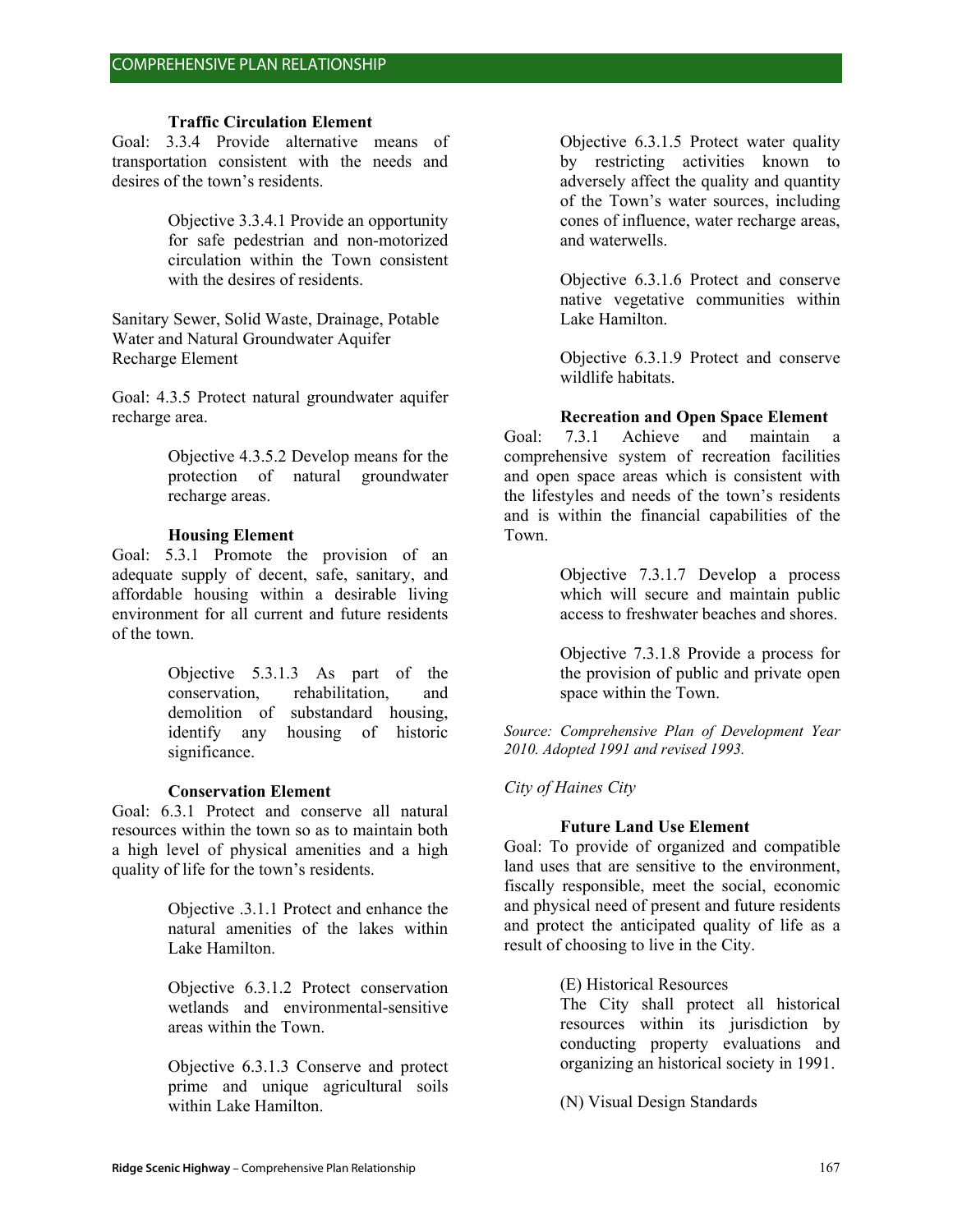### Traffic Circulation Element

Goal: 3.3.4 Provide alternative means of transportation consistent with the needs and desires of the town's residents.

> Objective 3.3.4.1 Provide an opportunity for safe pedestrian and non-motorized circulation within the Town consistent with the desires of residents.

Sanitary Sewer, Solid Waste, Drainage, Potable Water and Natural Groundwater Aquifer Recharge Element

Goal: 4.3.5 Protect natural groundwater aquifer recharge area.

> Objective 4.3.5.2 Develop means for the protection of natural groundwater recharge areas.

### Housing Element

Goal: 5.3.1 Promote the provision of an adequate supply of decent, safe, sanitary, and affordable housing within a desirable living environment for all current and future residents of the town.

> Objective 5.3.1.3 As part of the conservation, rehabilitation, and demolition of substandard housing, identify any housing of historic significance.

### Conservation Element

Goal: 6.3.1 Protect and conserve all natural resources within the town so as to maintain both a high level of physical amenities and a high quality of life for the town's residents.

> Objective .3.1.1 Protect and enhance the natural amenities of the lakes within Lake Hamilton.
>
> Objective 6.3.1.2 Protect conservation wetlands and environmental-sensitive areas within the Town.
>
> Objective 6.3.1.3 Conserve and protect prime and unique agricultural soils within Lake Hamilton.
>
> Objective 6.3.1.5 Protect water quality by restricting activities known to adversely affect the quality and quantity of the Town's water sources, including cones of influence, water recharge areas, and waterwells.
>
> Objective 6.3.1.6 Protect and conserve native vegetative communities within Lake Hamilton.
>
> Objective 6.3.1.9 Protect and conserve wildlife habitats.

### Recreation and Open Space Element

Goal: 7.3.1 Achieve and maintain a comprehensive system of recreation facilities and open space areas which is consistent with the lifestyles and needs of the town's residents and is within the financial capabilities of the Town.

> Objective 7.3.1.7 Develop a process which will secure and maintain public access to freshwater beaches and shores.
>
> Objective 7.3.1.8 Provide a process for the provision of public and private open space within the Town.

*Source: Comprehensive Plan of Development Year 2010. Adopted 1991 and revised 1993.*

*City of Haines City*

### Future Land Use Element

Goal: To provide of organized and compatible land uses that are sensitive to the environment, fiscally responsible, meet the social, economic and physical need of present and future residents and protect the anticipated quality of life as a result of choosing to live in the City.

> (E) Historical Resources
> The City shall protect all historical resources within its jurisdiction by conducting property evaluations and organizing an historical society in 1991.
>
> (N) Visual Design Standards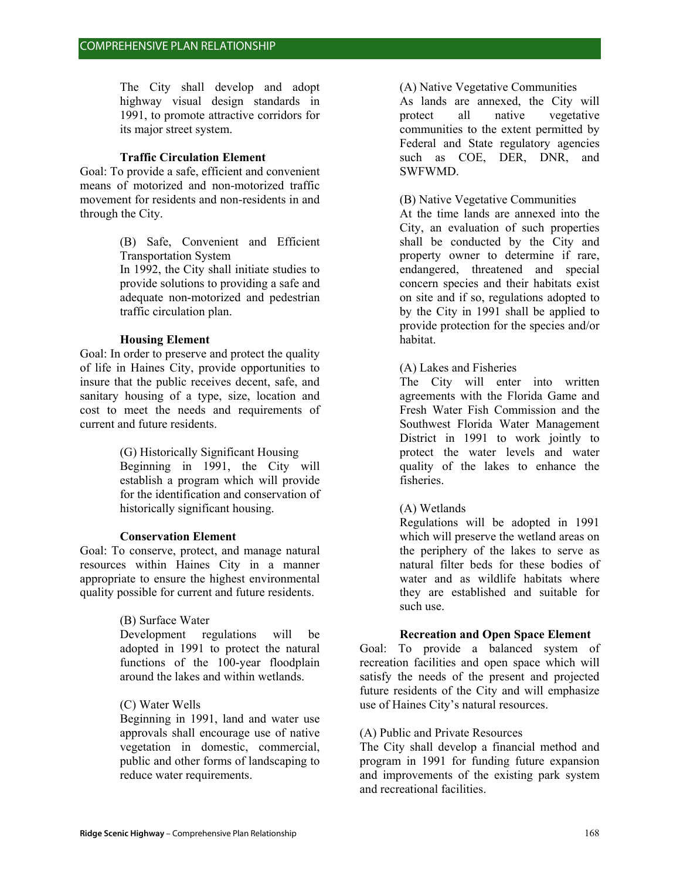The City shall develop and adopt highway visual design standards in 1991, to promote attractive corridors for its major street system.

**Traffic Circulation Element**

Goal: To provide a safe, efficient and convenient means of motorized and non-motorized traffic movement for residents and non-residents in and through the City.

(B) Safe, Convenient and Efficient Transportation System
In 1992, the City shall initiate studies to provide solutions to providing a safe and adequate non-motorized and pedestrian traffic circulation plan.

**Housing Element**

Goal: In order to preserve and protect the quality of life in Haines City, provide opportunities to insure that the public receives decent, safe, and sanitary housing of a type, size, location and cost to meet the needs and requirements of current and future residents.

(G) Historically Significant Housing
Beginning in 1991, the City will establish a program which will provide for the identification and conservation of historically significant housing.

**Conservation Element**

Goal: To conserve, protect, and manage natural resources within Haines City in a manner appropriate to ensure the highest environmental quality possible for current and future residents.

(B) Surface Water
Development regulations will be adopted in 1991 to protect the natural functions of the 100-year floodplain around the lakes and within wetlands.

(C) Water Wells
Beginning in 1991, land and water use approvals shall encourage use of native vegetation in domestic, commercial, public and other forms of landscaping to reduce water requirements.

(A) Native Vegetative Communities
As lands are annexed, the City will protect all native vegetative communities to the extent permitted by Federal and State regulatory agencies such as COE, DER, DNR, and SWFWMD.

(B) Native Vegetative Communities
At the time lands are annexed into the City, an evaluation of such properties shall be conducted by the City and property owner to determine if rare, endangered, threatened and special concern species and their habitats exist on site and if so, regulations adopted to by the City in 1991 shall be applied to provide protection for the species and/or habitat.

(A) Lakes and Fisheries
The City will enter into written agreements with the Florida Game and Fresh Water Fish Commission and the Southwest Florida Water Management District in 1991 to work jointly to protect the water levels and water quality of the lakes to enhance the fisheries.

(A) Wetlands
Regulations will be adopted in 1991 which will preserve the wetland areas on the periphery of the lakes to serve as natural filter beds for these bodies of water and as wildlife habitats where they are established and suitable for such use.

**Recreation and Open Space Element**

Goal: To provide a balanced system of recreation facilities and open space which will satisfy the needs of the present and projected future residents of the City and will emphasize use of Haines City's natural resources.

(A) Public and Private Resources
The City shall develop a financial method and program in 1991 for funding future expansion and improvements of the existing park system and recreational facilities.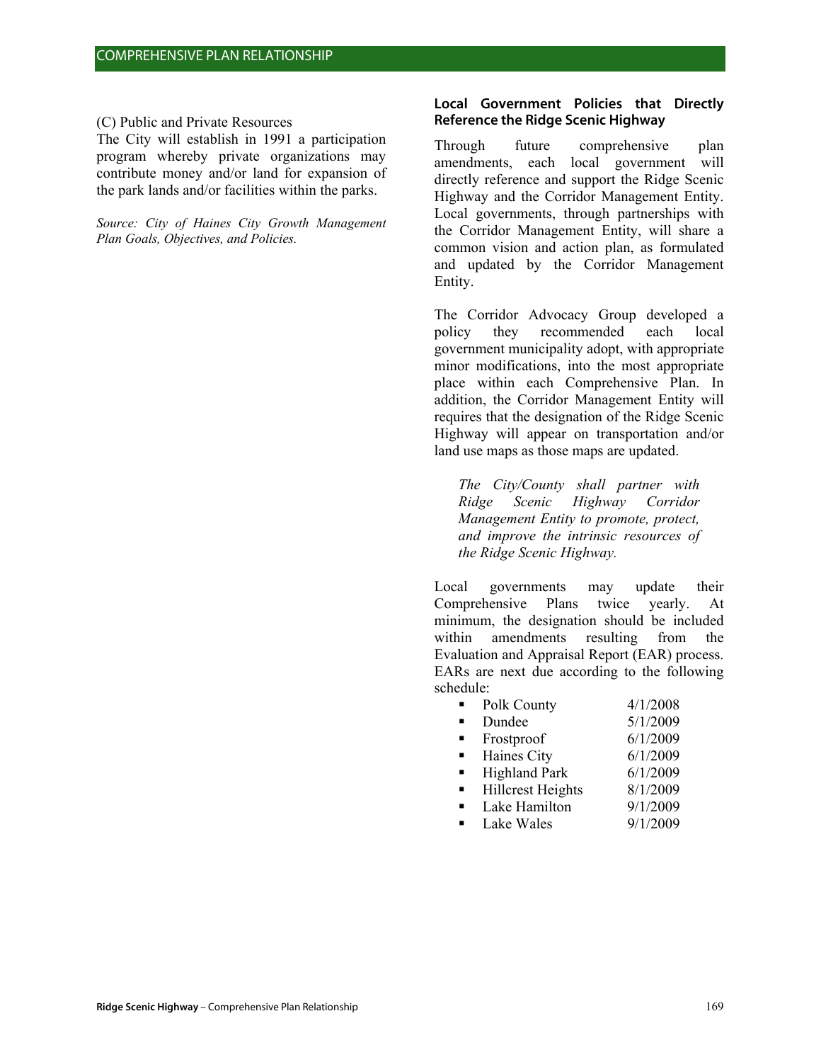(C) Public and Private Resources
The City will establish in 1991 a participation program whereby private organizations may contribute money and/or land for expansion of the park lands and/or facilities within the parks.

*Source: City of Haines City Growth Management Plan Goals, Objectives, and Policies.*

### Local Government Policies that Directly Reference the Ridge Scenic Highway

Through future comprehensive plan amendments, each local government will directly reference and support the Ridge Scenic Highway and the Corridor Management Entity. Local governments, through partnerships with the Corridor Management Entity, will share a common vision and action plan, as formulated and updated by the Corridor Management Entity.

The Corridor Advocacy Group developed a policy they recommended each local government municipality adopt, with appropriate minor modifications, into the most appropriate place within each Comprehensive Plan. In addition, the Corridor Management Entity will requires that the designation of the Ridge Scenic Highway will appear on transportation and/or land use maps as those maps are updated.

> *The City/County shall partner with Ridge Scenic Highway Corridor Management Entity to promote, protect, and improve the intrinsic resources of the Ridge Scenic Highway.*

Local governments may update their Comprehensive Plans twice yearly. At minimum, the designation should be included within amendments resulting from the Evaluation and Appraisal Report (EAR) process. EARs are next due according to the following schedule:

- Polk County 4/1/2008
- Dundee 5/1/2009
- Frostproof 6/1/2009
- Haines City 6/1/2009
- Highland Park 6/1/2009
- Hillcrest Heights 8/1/2009
- Lake Hamilton 9/1/2009
- Lake Wales 9/1/2009